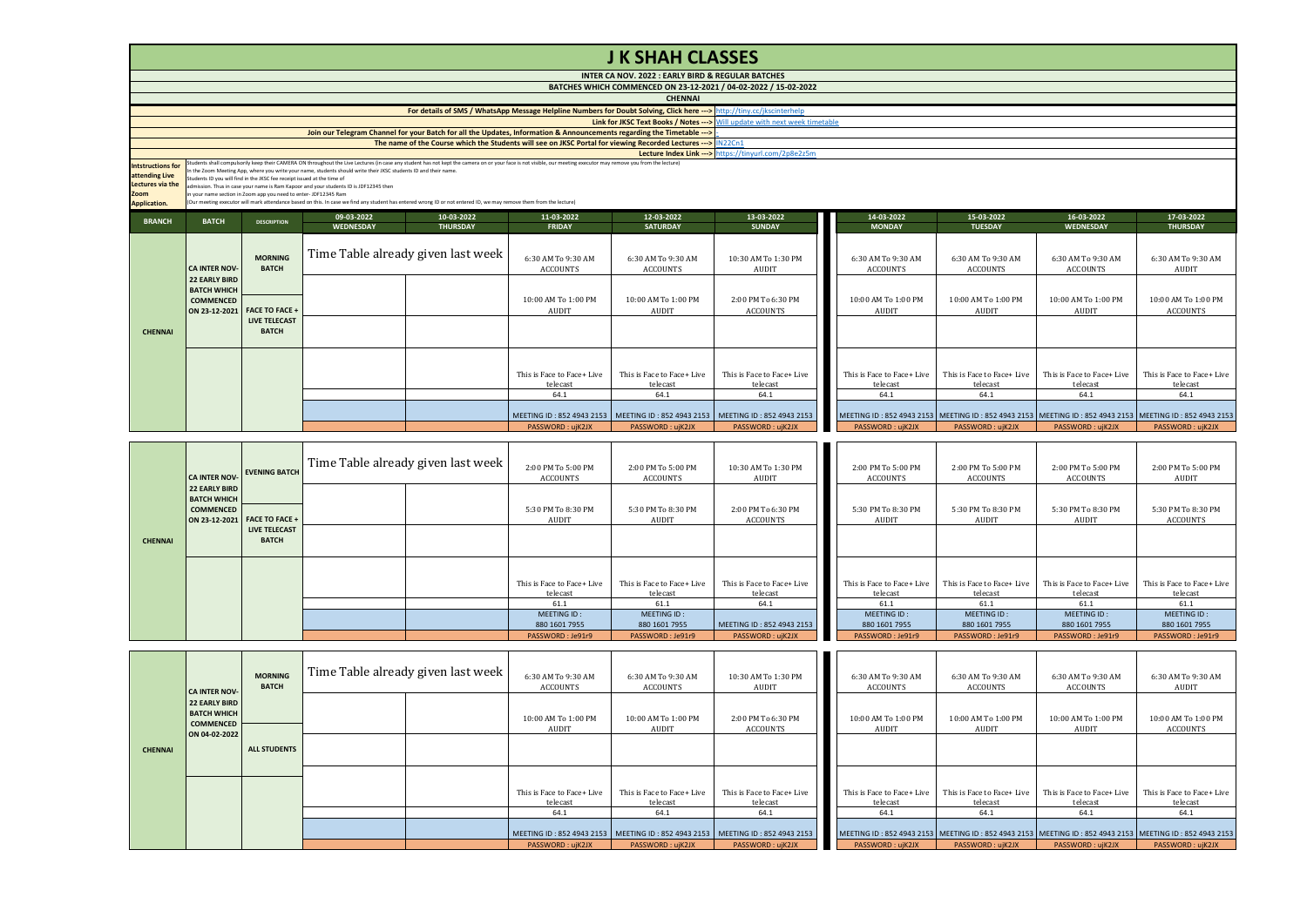# J K SHAH CLASSES

**INTER CA NOV. 2022 : EARLY BIRD & REGULAR BATCHES**

**BATCHES WHICH COMMENCED ON 23-12-2021 / 04-02-2022 / 15-02-2022**

**CHENNAI**

**For details of SMS / WhatsApp Message Helpline Numbers for Doubt Solving, Click here --->** http://tiny.cc/jkscinterhelp

**Link for JKSC Text Books / Notes --->** Will update with next week timetable

**Join our Telegram Channel for your Batch for all the Updates, Information & Announcements regarding the Timetable --->**

**The name of the Course which the Students will see on JKSC Portal for viewing Recorded Lectures --->** IN22Cn1

**Lecture Index Link --->** https://tinyurl.com/2p8e2z5m

**Intstructions for attending Live Lectures via the Zoom Application.**

Students shall compulsorily keep their CAMERA ON throughout the Live Lectures (in case any student has not kept the camera on or your face is not visible, our meeting executor may remove you from the lecture)
In the Zoom Meeting App, where you write your name, students should write their JKSC students ID and their name.
Students ID you will find in the JKSC fee receipt issued at the time of admission. Thus in case your name is Ram Kapoor and your students ID is JDF12345 then in your name section in Zoom app you need to enter- JDF12345 Ram
(Our meeting executor will mark attendance based on this. In case we find any student has entered wrong ID or not entered ID, we may remove them from the lecture)

| BRANCH | BATCH | DESCRIPTION | 09-03-2022 WEDNESDAY | 10-03-2022 THURSDAY | 11-03-2022 FRIDAY | 12-03-2022 SATURDAY | 13-03-2022 SUNDAY | 14-03-2022 MONDAY | 15-03-2022 TUESDAY | 16-03-2022 WEDNESDAY | 17-03-2022 THURSDAY |
|---|---|---|---|---|---|---|---|---|---|---|---|
| CHENNAI | CA INTER NOV-22 EARLY BIRD BATCH WHICH COMMENCED ON 23-12-2021 | MORNING BATCH | Time Table already given last week | | 6:30 AM To 9:30 AM ACCOUNTS | 6:30 AM To 9:30 AM ACCOUNTS | 10:30 AM To 1:30 PM AUDIT | 6:30 AM To 9:30 AM ACCOUNTS | 6:30 AM To 9:30 AM ACCOUNTS | 6:30 AM To 9:30 AM ACCOUNTS | 6:30 AM To 9:30 AM AUDIT |
| | | FACE TO FACE + LIVE TELECAST BATCH | | | 10:00 AM To 1:00 PM AUDIT | 10:00 AM To 1:00 PM AUDIT | 2:00 PM To 6:30 PM ACCOUNTS | 10:00 AM To 1:00 PM AUDIT | 10:00 AM To 1:00 PM AUDIT | 10:00 AM To 1:00 PM AUDIT | 10:00 AM To 1:00 PM ACCOUNTS |
| | | | | | | | | | | | |
| | | | | | This is Face to Face+ Live telecast | This is Face to Face+ Live telecast | This is Face to Face+ Live telecast | This is Face to Face+ Live telecast | This is Face to Face+ Live telecast | This is Face to Face+ Live telecast | This is Face to Face+ Live telecast |
| | | | | | 64.1 | 64.1 | 64.1 | 64.1 | 64.1 | 64.1 | 64.1 |
| | | | | | MEETING ID : 852 4943 2153 | MEETING ID : 852 4943 2153 | MEETING ID : 852 4943 2153 | MEETING ID : 852 4943 2153 | MEETING ID : 852 4943 2153 | MEETING ID : 852 4943 2153 | MEETING ID : 852 4943 2153 |
| | | | | | PASSWORD : ujK2JX | PASSWORD : ujK2JX | PASSWORD : ujK2JX | PASSWORD : ujK2JX | PASSWORD : ujK2JX | PASSWORD : ujK2JX | PASSWORD : ujK2JX |

| BRANCH | BATCH | DESCRIPTION | 09-03-2022 WEDNESDAY | 10-03-2022 THURSDAY | 11-03-2022 FRIDAY | 12-03-2022 SATURDAY | 13-03-2022 SUNDAY | 14-03-2022 MONDAY | 15-03-2022 TUESDAY | 16-03-2022 WEDNESDAY | 17-03-2022 THURSDAY |
|---|---|---|---|---|---|---|---|---|---|---|---|
| CHENNAI | CA INTER NOV-22 EARLY BIRD BATCH WHICH COMMENCED ON 23-12-2021 | EVENING BATCH | Time Table already given last week | | 2:00 PM To 5:00 PM ACCOUNTS | 2:00 PM To 5:00 PM ACCOUNTS | 10:30 AM To 1:30 PM AUDIT | 2:00 PM To 5:00 PM ACCOUNTS | 2:00 PM To 5:00 PM ACCOUNTS | 2:00 PM To 5:00 PM ACCOUNTS | 2:00 PM To 5:00 PM AUDIT |
| | | FACE TO FACE + LIVE TELECAST BATCH | | | 5:30 PM To 8:30 PM AUDIT | 5:30 PM To 8:30 PM AUDIT | 2:00 PM To 6:30 PM ACCOUNTS | 5:30 PM To 8:30 PM AUDIT | 5:30 PM To 8:30 PM AUDIT | 5:30 PM To 8:30 PM AUDIT | 5:30 PM To 8:30 PM ACCOUNTS |
| | | | | | | | | | | | |
| | | | | | This is Face to Face+ Live telecast | This is Face to Face+ Live telecast | This is Face to Face+ Live telecast | This is Face to Face+ Live telecast | This is Face to Face+ Live telecast | This is Face to Face+ Live telecast | This is Face to Face+ Live telecast |
| | | | | | 61.1 | 61.1 | 64.1 | 61.1 | 61.1 | 61.1 | 61.1 |
| | | | | | MEETING ID : 880 1601 7955 | MEETING ID : 880 1601 7955 | MEETING ID : 852 4943 2153 | MEETING ID : 880 1601 7955 | MEETING ID : 880 1601 7955 | MEETING ID : 880 1601 7955 | MEETING ID : 880 1601 7955 |
| | | | | | PASSWORD : Je91r9 | PASSWORD : Je91r9 | PASSWORD : ujK2JX | PASSWORD : Je91r9 | PASSWORD : Je91r9 | PASSWORD : Je91r9 | PASSWORD : Je91r9 |

| BRANCH | BATCH | DESCRIPTION | 09-03-2022 WEDNESDAY | 10-03-2022 THURSDAY | 11-03-2022 FRIDAY | 12-03-2022 SATURDAY | 13-03-2022 SUNDAY | 14-03-2022 MONDAY | 15-03-2022 TUESDAY | 16-03-2022 WEDNESDAY | 17-03-2022 THURSDAY |
|---|---|---|---|---|---|---|---|---|---|---|---|
| CHENNAI | CA INTER NOV-22 EARLY BIRD BATCH WHICH COMMENCED ON 04-02-2022 | MORNING BATCH | Time Table already given last week | | 6:30 AM To 9:30 AM ACCOUNTS | 6:30 AM To 9:30 AM ACCOUNTS | 10:30 AM To 1:30 PM AUDIT | 6:30 AM To 9:30 AM ACCOUNTS | 6:30 AM To 9:30 AM ACCOUNTS | 6:30 AM To 9:30 AM ACCOUNTS | 6:30 AM To 9:30 AM AUDIT |
| | | | | | 10:00 AM To 1:00 PM AUDIT | 10:00 AM To 1:00 PM AUDIT | 2:00 PM To 6:30 PM ACCOUNTS | 10:00 AM To 1:00 PM AUDIT | 10:00 AM To 1:00 PM AUDIT | 10:00 AM To 1:00 PM AUDIT | 10:00 AM To 1:00 PM ACCOUNTS |
| | | ALL STUDENTS | | | | | | | | | |
| | | | | | This is Face to Face+ Live telecast | This is Face to Face+ Live telecast | This is Face to Face+ Live telecast | This is Face to Face+ Live telecast | This is Face to Face+ Live telecast | This is Face to Face+ Live telecast | This is Face to Face+ Live telecast |
| | | | | | 64.1 | 64.1 | 64.1 | 64.1 | 64.1 | 64.1 | 64.1 |
| | | | | | MEETING ID : 852 4943 2153 | MEETING ID : 852 4943 2153 | MEETING ID : 852 4943 2153 | MEETING ID : 852 4943 2153 | MEETING ID : 852 4943 2153 | MEETING ID : 852 4943 2153 | MEETING ID : 852 4943 2153 |
| | | | | | PASSWORD : ujK2JX | PASSWORD : ujK2JX | PASSWORD : ujK2JX | PASSWORD : ujK2JX | PASSWORD : ujK2JX | PASSWORD : ujK2JX | PASSWORD : ujK2JX |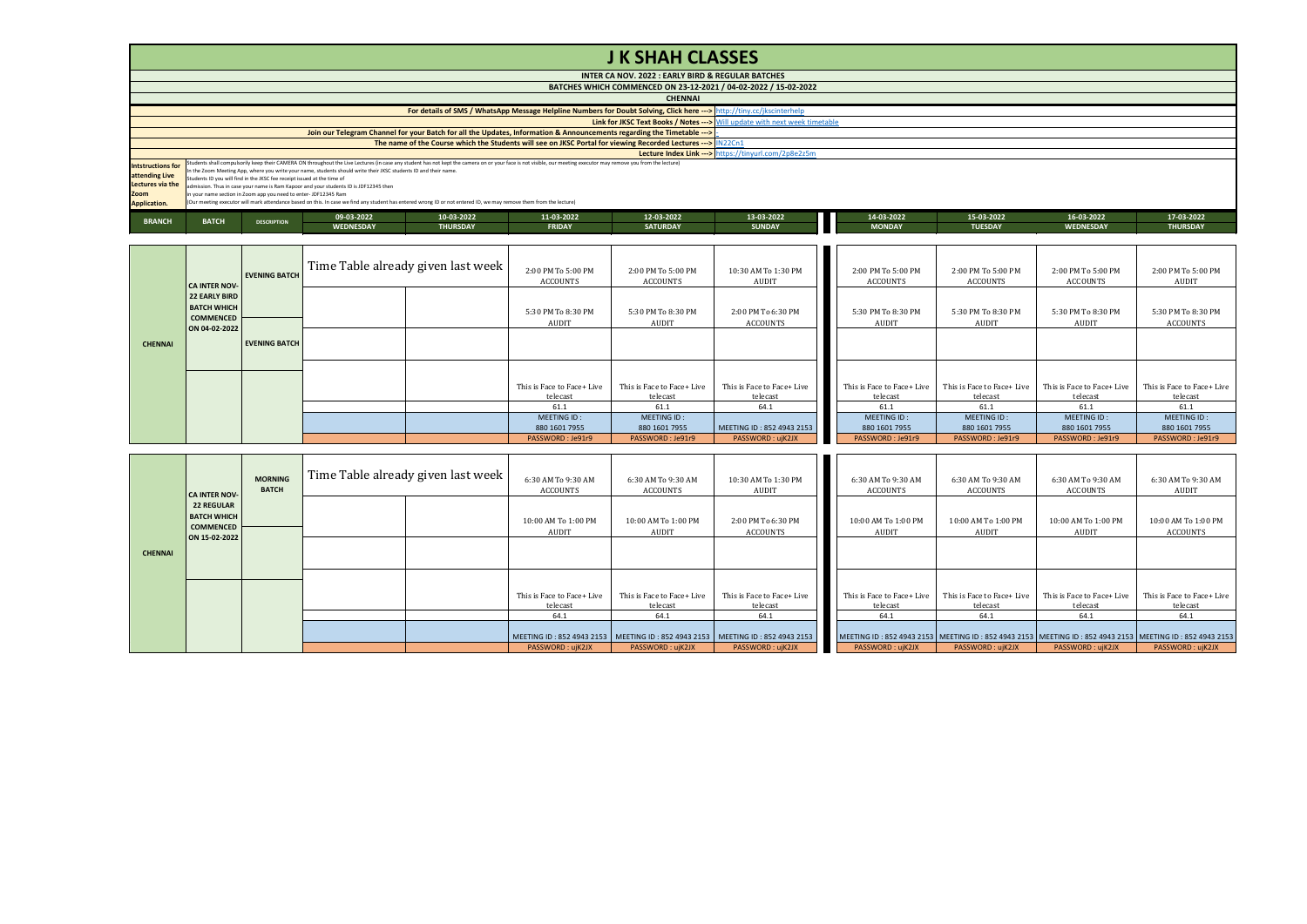# J K SHAH CLASSES

**INTER CA NOV. 2022 : EARLY BIRD & REGULAR BATCHES**

**BATCHES WHICH COMMENCED ON 23-12-2021 / 04-02-2022 / 15-02-2022**

**CHENNAI**

**For details of SMS / WhatsApp Message Helpline Numbers for Doubt Solving, Click here --->** http://tiny.cc/jkscinterhelp

**Link for JKSC Text Books / Notes --->** Will update with next week timetable

**Join our Telegram Channel for your Batch for all the Updates, Information & Announcements regarding the Timetable --->**

**The name of the Course which the Students will see on JKSC Portal for viewing Recorded Lectures --->** IN22Cn1

**Lecture Index Link --->** https://tinyurl.com/2p8e2z5m

**Intstructions for attending Live Lectures via the Zoom Application.**

Students shall compulsorily keep their CAMERA ON throughout the Live Lectures (in case any student has not kept the camera on or your face is not visible, our meeting executor may remove you from the lecture)
In the Zoom Meeting App, where you write your name, students should write their JKSC students ID and their name.
Students ID you will find in the JKSC fee receipt issued at the time of admission. Thus in case your name is Ram Kapoor and your students ID is JDF12345 then in your name section in Zoom app you need to enter- JDF12345 Ram
(Our meeting executor will mark attendance based on this. In case we find any student has entered wrong ID or not entered ID, we may remove them from the lecture)

| BRANCH | BATCH | DESCRIPTION | 09-03-2022 WEDNESDAY | 10-03-2022 THURSDAY | 11-03-2022 FRIDAY | 12-03-2022 SATURDAY | 13-03-2022 SUNDAY | 14-03-2022 MONDAY | 15-03-2022 TUESDAY | 16-03-2022 WEDNESDAY | 17-03-2022 THURSDAY |
|---|---|---|---|---|---|---|---|---|---|---|---|
| CHENNAI | CA INTER NOV-22 EARLY BIRD BATCH WHICH COMMENCED ON 04-02-2022 | EVENING BATCH | Time Table already given last week | | 2:00 PM To 5:00 PM ACCOUNTS | 2:00 PM To 5:00 PM ACCOUNTS | 10:30 AM To 1:30 PM AUDIT | 2:00 PM To 5:00 PM ACCOUNTS | 2:00 PM To 5:00 PM ACCOUNTS | 2:00 PM To 5:00 PM ACCOUNTS | 2:00 PM To 5:00 PM AUDIT |
| | | | | | 5:30 PM To 8:30 PM AUDIT | 5:30 PM To 8:30 PM AUDIT | 2:00 PM To 6:30 PM ACCOUNTS | 5:30 PM To 8:30 PM AUDIT | 5:30 PM To 8:30 PM AUDIT | 5:30 PM To 8:30 PM AUDIT | 5:30 PM To 8:30 PM ACCOUNTS |
| | | EVENING BATCH | | | | | | | | | |
| | | | | | This is Face to Face+ Live telecast | This is Face to Face+ Live telecast | This is Face to Face+ Live telecast | This is Face to Face+ Live telecast | This is Face to Face+ Live telecast | This is Face to Face+ Live telecast | This is Face to Face+ Live telecast |
| | | | | | 61.1 | 61.1 | 64.1 | 61.1 | 61.1 | 61.1 | 61.1 |
| | | | | | MEETING ID : 880 1601 7955 | MEETING ID : 880 1601 7955 | MEETING ID : 852 4943 2153 | MEETING ID : 880 1601 7955 | MEETING ID : 880 1601 7955 | MEETING ID : 880 1601 7955 | MEETING ID : 880 1601 7955 |
| | | | | | PASSWORD : Je91r9 | PASSWORD : Je91r9 | PASSWORD : ujK2JX | PASSWORD : Je91r9 | PASSWORD : Je91r9 | PASSWORD : Je91r9 | PASSWORD : Je91r9 |

| BRANCH | BATCH | DESCRIPTION | 09-03-2022 WEDNESDAY | 10-03-2022 THURSDAY | 11-03-2022 FRIDAY | 12-03-2022 SATURDAY | 13-03-2022 SUNDAY | 14-03-2022 MONDAY | 15-03-2022 TUESDAY | 16-03-2022 WEDNESDAY | 17-03-2022 THURSDAY |
|---|---|---|---|---|---|---|---|---|---|---|---|
| CHENNAI | CA INTER NOV-22 REGULAR BATCH WHICH COMMENCED ON 15-02-2022 | MORNING BATCH | Time Table already given last week | | 6:30 AM To 9:30 AM ACCOUNTS | 6:30 AM To 9:30 AM ACCOUNTS | 10:30 AM To 1:30 PM AUDIT | 6:30 AM To 9:30 AM ACCOUNTS | 6:30 AM To 9:30 AM ACCOUNTS | 6:30 AM To 9:30 AM ACCOUNTS | 6:30 AM To 9:30 AM AUDIT |
| | | | | | 10:00 AM To 1:00 PM AUDIT | 10:00 AM To 1:00 PM AUDIT | 2:00 PM To 6:30 PM ACCOUNTS | 10:00 AM To 1:00 PM AUDIT | 10:00 AM To 1:00 PM AUDIT | 10:00 AM To 1:00 PM AUDIT | 10:00 AM To 1:00 PM ACCOUNTS |
| | | | | | | | | | | | |
| | | | | | This is Face to Face+ Live telecast | This is Face to Face+ Live telecast | This is Face to Face+ Live telecast | This is Face to Face+ Live telecast | This is Face to Face+ Live telecast | This is Face to Face+ Live telecast | This is Face to Face+ Live telecast |
| | | | | | 64.1 | 64.1 | 64.1 | 64.1 | 64.1 | 64.1 | 64.1 |
| | | | | | MEETING ID : 852 4943 2153 | MEETING ID : 852 4943 2153 | MEETING ID : 852 4943 2153 | MEETING ID : 852 4943 2153 | MEETING ID : 852 4943 2153 | MEETING ID : 852 4943 2153 | MEETING ID : 852 4943 2153 |
| | | | | | PASSWORD : ujK2JX | PASSWORD : ujK2JX | PASSWORD : ujK2JX | PASSWORD : ujK2JX | PASSWORD : ujK2JX | PASSWORD : ujK2JX | PASSWORD : ujK2JX |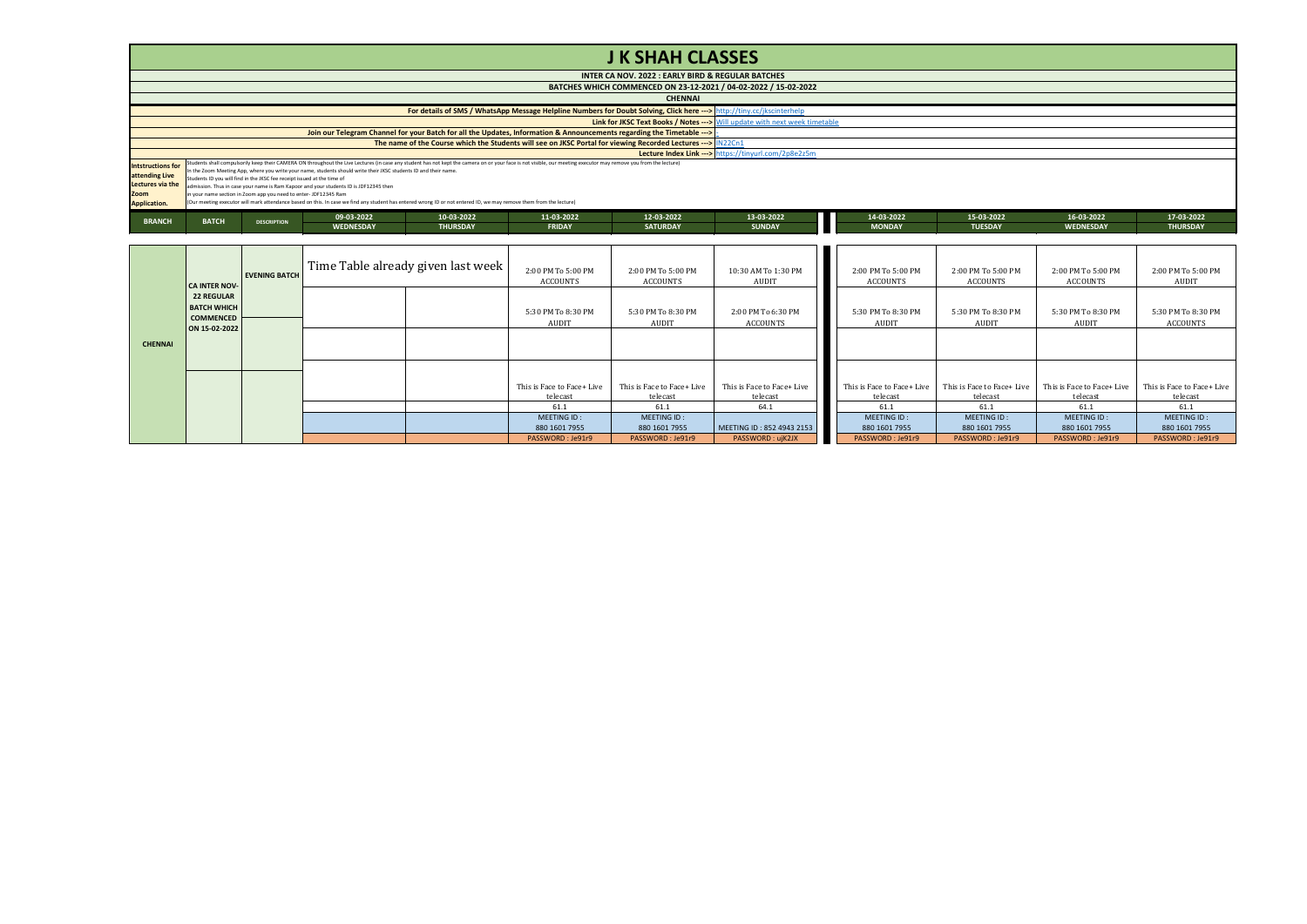# J K SHAH CLASSES

**INTER CA NOV. 2022 : EARLY BIRD & REGULAR BATCHES**

**BATCHES WHICH COMMENCED ON 23-12-2021 / 04-02-2022 / 15-02-2022**

**CHENNAI**

**For details of SMS / WhatsApp Message Helpline Numbers for Doubt Solving, Click here --->** http://tiny.cc/jkscinterhelp

**Link for JKSC Text Books / Notes --->** Will update with next week timetable

**Join our Telegram Channel for your Batch for all the Updates, Information & Announcements regarding the Timetable --->** -

**The name of the Course which the Students will see on JKSC Portal for viewing Recorded Lectures --->** IN22Cn1

**Lecture Index Link --->** https://tinyurl.com/2p8e2z5m

**Intstructions for attending Live Lectures via the Zoom Application.**

Students shall compulsorily keep their CAMERA ON throughout the Live Lectures (in case any student has not kept the camera on or your face is not visible, our meeting executor may remove you from the lecture)
In the Zoom Meeting App, where you write your name, students should write their JKSC students ID and their name.
Students ID you will find in the JKSC fee receipt issued at the time of
admission. Thus in case your name is Ram Kapoor and your students ID is JDF12345 then
in your name section in Zoom app you need to enter- JDF12345 Ram
(Our meeting executor will mark attendance based on this. In case we find any student has entered wrong ID or not entered ID, we may remove them from the lecture)

| BRANCH | BATCH | DESCRIPTION | 09-03-2022 WEDNESDAY | 10-03-2022 THURSDAY | 11-03-2022 FRIDAY | 12-03-2022 SATURDAY | 13-03-2022 SUNDAY | 14-03-2022 MONDAY | 15-03-2022 TUESDAY | 16-03-2022 WEDNESDAY | 17-03-2022 THURSDAY |
|---|---|---|---|---|---|---|---|---|---|---|---|
| CHENNAI | CA INTER NOV-22 REGULAR BATCH WHICH COMMENCED ON 15-02-2022 | EVENING BATCH | Time Table already given last week | | 2:00 PM To 5:00 PM ACCOUNTS | 2:00 PM To 5:00 PM ACCOUNTS | 10:30 AM To 1:30 PM AUDIT | 2:00 PM To 5:00 PM ACCOUNTS | 2:00 PM To 5:00 PM ACCOUNTS | 2:00 PM To 5:00 PM ACCOUNTS | 2:00 PM To 5:00 PM AUDIT |
| | | | | | 5:30 PM To 8:30 PM AUDIT | 5:30 PM To 8:30 PM AUDIT | 2:00 PM To 6:30 PM ACCOUNTS | 5:30 PM To 8:30 PM AUDIT | 5:30 PM To 8:30 PM AUDIT | 5:30 PM To 8:30 PM AUDIT | 5:30 PM To 8:30 PM ACCOUNTS |
| | | | | | | | | | | | |
| | | | | | This is Face to Face+ Live telecast | This is Face to Face+ Live telecast | This is Face to Face+ Live telecast | This is Face to Face+ Live telecast | This is Face to Face+ Live telecast | This is Face to Face+ Live telecast | This is Face to Face+ Live telecast |
| | | | | | 61.1 | 61.1 | 64.1 | 61.1 | 61.1 | 61.1 | 61.1 |
| | | | | | MEETING ID : 880 1601 7955 | MEETING ID : 880 1601 7955 | MEETING ID : 852 4943 2153 | MEETING ID : 880 1601 7955 | MEETING ID : 880 1601 7955 | MEETING ID : 880 1601 7955 | MEETING ID : 880 1601 7955 |
| | | | | | PASSWORD : Je91r9 | PASSWORD : Je91r9 | PASSWORD : ujK2JX | PASSWORD : Je91r9 | PASSWORD : Je91r9 | PASSWORD : Je91r9 | PASSWORD : Je91r9 |